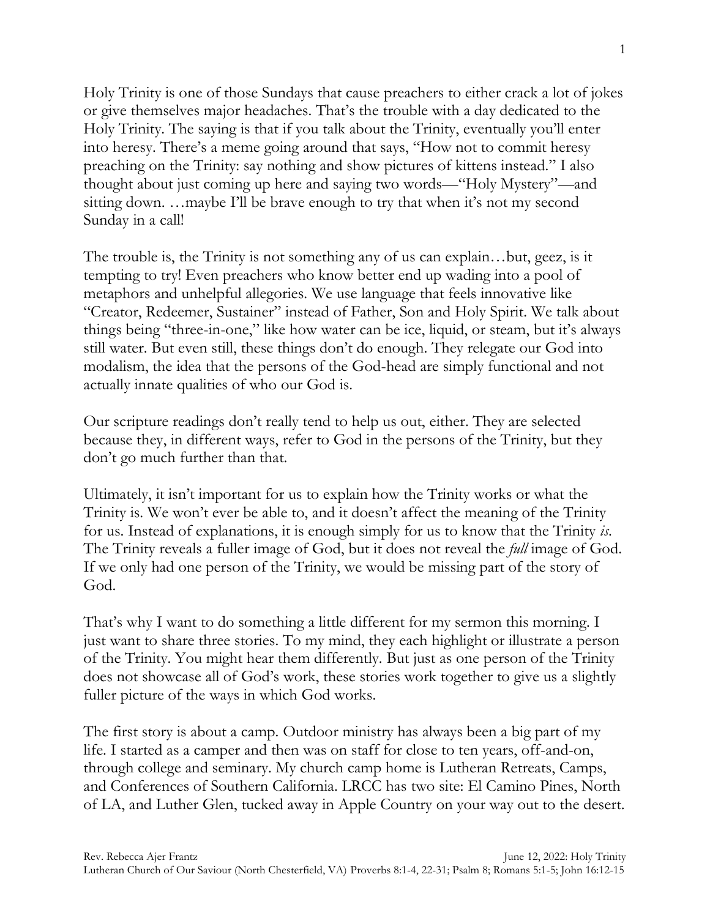Holy Trinity is one of those Sundays that cause preachers to either crack a lot of jokes or give themselves major headaches. That's the trouble with a day dedicated to the Holy Trinity. The saying is that if you talk about the Trinity, eventually you'll enter into heresy. There's a meme going around that says, "How not to commit heresy preaching on the Trinity: say nothing and show pictures of kittens instead." I also thought about just coming up here and saying two words—"Holy Mystery"—and sitting down. …maybe I'll be brave enough to try that when it's not my second Sunday in a call!

The trouble is, the Trinity is not something any of us can explain…but, geez, is it tempting to try! Even preachers who know better end up wading into a pool of metaphors and unhelpful allegories. We use language that feels innovative like "Creator, Redeemer, Sustainer" instead of Father, Son and Holy Spirit. We talk about things being "three-in-one," like how water can be ice, liquid, or steam, but it's always still water. But even still, these things don't do enough. They relegate our God into modalism, the idea that the persons of the God-head are simply functional and not actually innate qualities of who our God is.

Our scripture readings don't really tend to help us out, either. They are selected because they, in different ways, refer to God in the persons of the Trinity, but they don't go much further than that.

Ultimately, it isn't important for us to explain how the Trinity works or what the Trinity is. We won't ever be able to, and it doesn't affect the meaning of the Trinity for us. Instead of explanations, it is enough simply for us to know that the Trinity *is*. The Trinity reveals a fuller image of God, but it does not reveal the *full* image of God. If we only had one person of the Trinity, we would be missing part of the story of God.

That's why I want to do something a little different for my sermon this morning. I just want to share three stories. To my mind, they each highlight or illustrate a person of the Trinity. You might hear them differently. But just as one person of the Trinity does not showcase all of God's work, these stories work together to give us a slightly fuller picture of the ways in which God works.

The first story is about a camp. Outdoor ministry has always been a big part of my life. I started as a camper and then was on staff for close to ten years, off-and-on, through college and seminary. My church camp home is Lutheran Retreats, Camps, and Conferences of Southern California. LRCC has two site: El Camino Pines, North of LA, and Luther Glen, tucked away in Apple Country on your way out to the desert.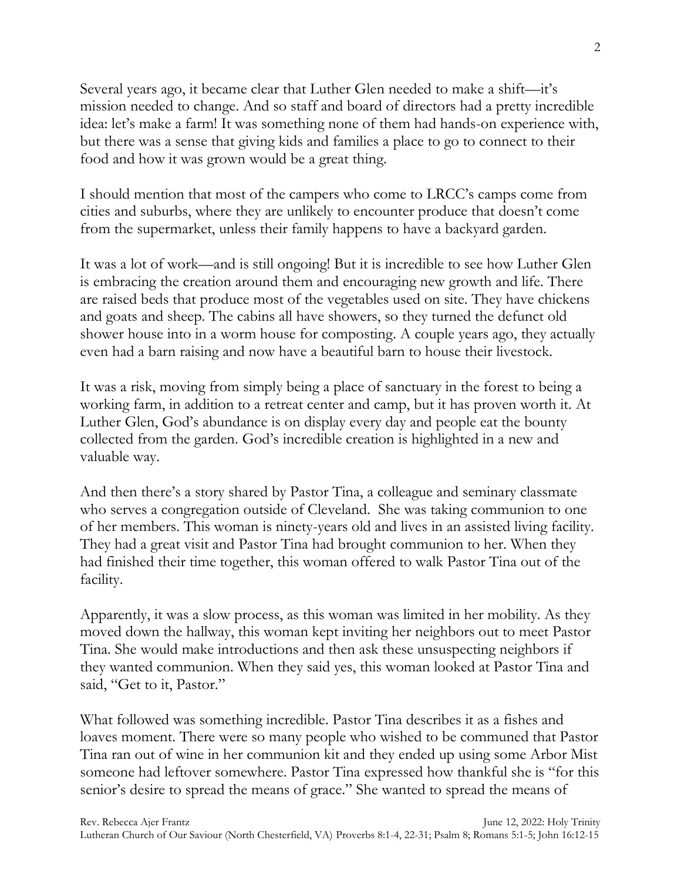Several years ago, it became clear that Luther Glen needed to make a shift—it's mission needed to change. And so staff and board of directors had a pretty incredible idea: let's make a farm! It was something none of them had hands-on experience with, but there was a sense that giving kids and families a place to go to connect to their food and how it was grown would be a great thing.

I should mention that most of the campers who come to LRCC's camps come from cities and suburbs, where they are unlikely to encounter produce that doesn't come from the supermarket, unless their family happens to have a backyard garden.

It was a lot of work—and is still ongoing! But it is incredible to see how Luther Glen is embracing the creation around them and encouraging new growth and life. There are raised beds that produce most of the vegetables used on site. They have chickens and goats and sheep. The cabins all have showers, so they turned the defunct old shower house into in a worm house for composting. A couple years ago, they actually even had a barn raising and now have a beautiful barn to house their livestock.

It was a risk, moving from simply being a place of sanctuary in the forest to being a working farm, in addition to a retreat center and camp, but it has proven worth it. At Luther Glen, God's abundance is on display every day and people eat the bounty collected from the garden. God's incredible creation is highlighted in a new and valuable way.

And then there's a story shared by Pastor Tina, a colleague and seminary classmate who serves a congregation outside of Cleveland. She was taking communion to one of her members. This woman is ninety-years old and lives in an assisted living facility. They had a great visit and Pastor Tina had brought communion to her. When they had finished their time together, this woman offered to walk Pastor Tina out of the facility.

Apparently, it was a slow process, as this woman was limited in her mobility. As they moved down the hallway, this woman kept inviting her neighbors out to meet Pastor Tina. She would make introductions and then ask these unsuspecting neighbors if they wanted communion. When they said yes, this woman looked at Pastor Tina and said, "Get to it, Pastor."

What followed was something incredible. Pastor Tina describes it as a fishes and loaves moment. There were so many people who wished to be communed that Pastor Tina ran out of wine in her communion kit and they ended up using some Arbor Mist someone had leftover somewhere. Pastor Tina expressed how thankful she is "for this senior's desire to spread the means of grace." She wanted to spread the means of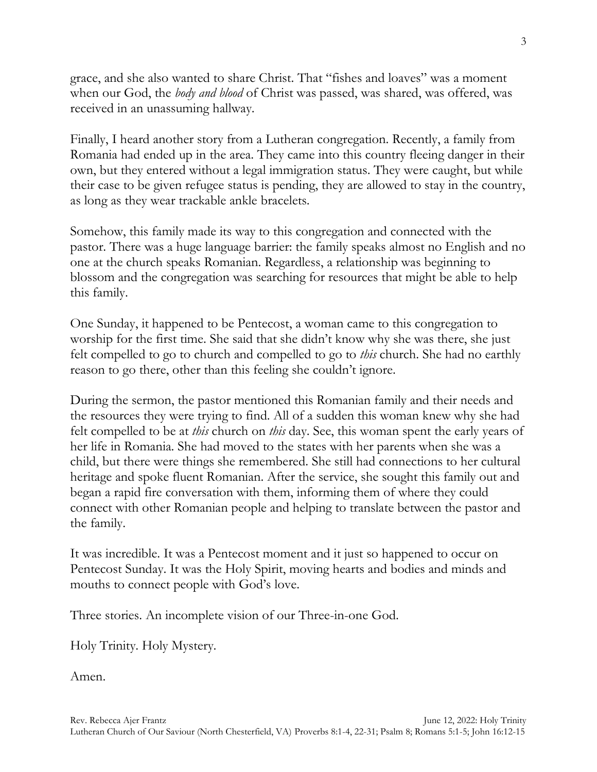grace, and she also wanted to share Christ. That "fishes and loaves" was a moment when our God, the *body and blood* of Christ was passed, was shared, was offered, was received in an unassuming hallway.

Finally, I heard another story from a Lutheran congregation. Recently, a family from Romania had ended up in the area. They came into this country fleeing danger in their own, but they entered without a legal immigration status. They were caught, but while their case to be given refugee status is pending, they are allowed to stay in the country, as long as they wear trackable ankle bracelets.

Somehow, this family made its way to this congregation and connected with the pastor. There was a huge language barrier: the family speaks almost no English and no one at the church speaks Romanian. Regardless, a relationship was beginning to blossom and the congregation was searching for resources that might be able to help this family.

One Sunday, it happened to be Pentecost, a woman came to this congregation to worship for the first time. She said that she didn't know why she was there, she just felt compelled to go to church and compelled to go to *this* church. She had no earthly reason to go there, other than this feeling she couldn't ignore.

During the sermon, the pastor mentioned this Romanian family and their needs and the resources they were trying to find. All of a sudden this woman knew why she had felt compelled to be at *this* church on *this* day. See, this woman spent the early years of her life in Romania. She had moved to the states with her parents when she was a child, but there were things she remembered. She still had connections to her cultural heritage and spoke fluent Romanian. After the service, she sought this family out and began a rapid fire conversation with them, informing them of where they could connect with other Romanian people and helping to translate between the pastor and the family.

It was incredible. It was a Pentecost moment and it just so happened to occur on Pentecost Sunday. It was the Holy Spirit, moving hearts and bodies and minds and mouths to connect people with God's love.

Three stories. An incomplete vision of our Three-in-one God.

Holy Trinity. Holy Mystery.

Amen.